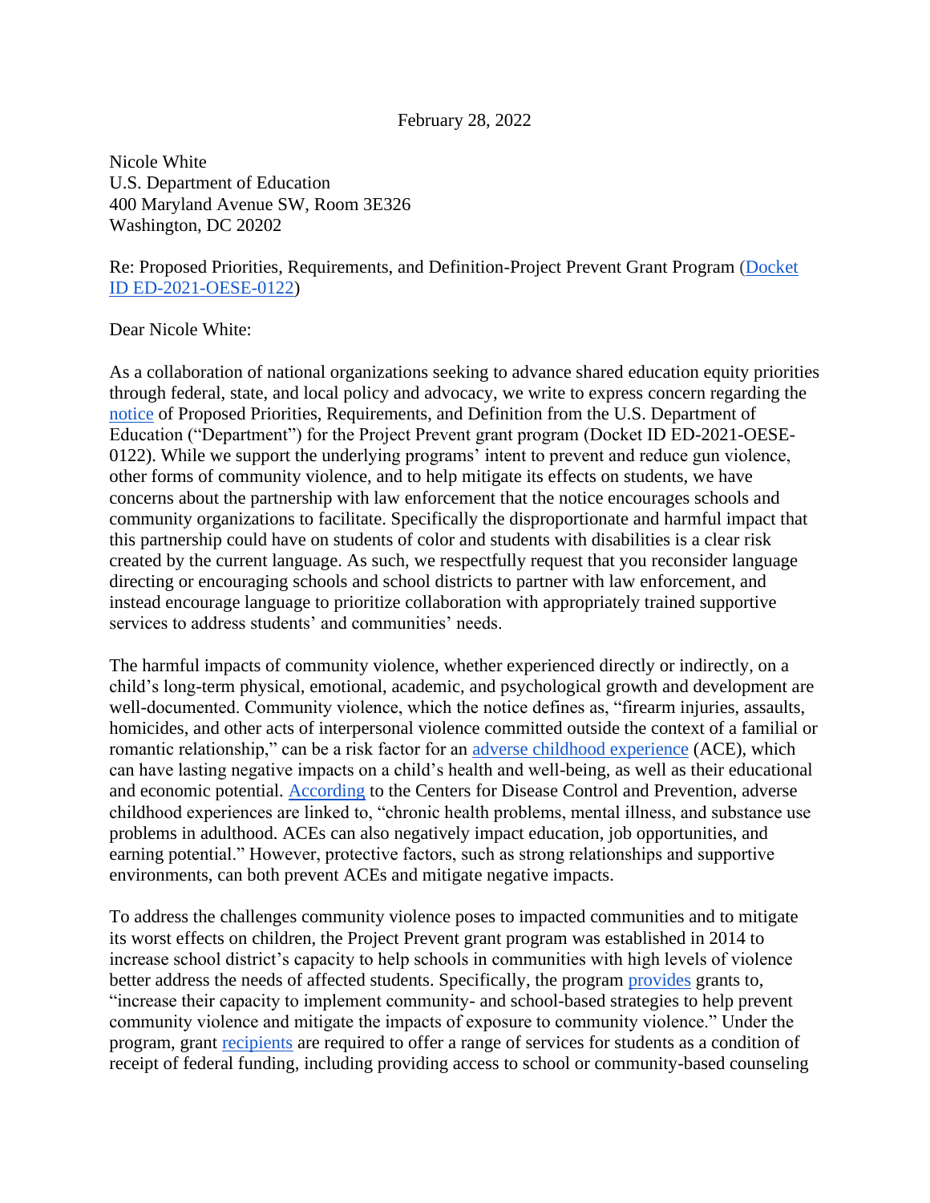February 28, 2022

Nicole White
U.S. Department of Education
400 Maryland Avenue SW, Room 3E326
Washington, DC 20202

Re: Proposed Priorities, Requirements, and Definition-Project Prevent Grant Program (Docket ID ED-2021-OESE-0122)

Dear Nicole White:

As a collaboration of national organizations seeking to advance shared education equity priorities through federal, state, and local policy and advocacy, we write to express concern regarding the notice of Proposed Priorities, Requirements, and Definition from the U.S. Department of Education ("Department") for the Project Prevent grant program (Docket ID ED-2021-OESE-0122). While we support the underlying programs' intent to prevent and reduce gun violence, other forms of community violence, and to help mitigate its effects on students, we have concerns about the partnership with law enforcement that the notice encourages schools and community organizations to facilitate. Specifically the disproportionate and harmful impact that this partnership could have on students of color and students with disabilities is a clear risk created by the current language. As such, we respectfully request that you reconsider language directing or encouraging schools and school districts to partner with law enforcement, and instead encourage language to prioritize collaboration with appropriately trained supportive services to address students' and communities' needs.

The harmful impacts of community violence, whether experienced directly or indirectly, on a child's long-term physical, emotional, academic, and psychological growth and development are well-documented. Community violence, which the notice defines as, "firearm injuries, assaults, homicides, and other acts of interpersonal violence committed outside the context of a familial or romantic relationship," can be a risk factor for an adverse childhood experience (ACE), which can have lasting negative impacts on a child's health and well-being, as well as their educational and economic potential. According to the Centers for Disease Control and Prevention, adverse childhood experiences are linked to, "chronic health problems, mental illness, and substance use problems in adulthood. ACEs can also negatively impact education, job opportunities, and earning potential." However, protective factors, such as strong relationships and supportive environments, can both prevent ACEs and mitigate negative impacts.

To address the challenges community violence poses to impacted communities and to mitigate its worst effects on children, the Project Prevent grant program was established in 2014 to increase school district's capacity to help schools in communities with high levels of violence better address the needs of affected students. Specifically, the program provides grants to, "increase their capacity to implement community- and school-based strategies to help prevent community violence and mitigate the impacts of exposure to community violence." Under the program, grant recipients are required to offer a range of services for students as a condition of receipt of federal funding, including providing access to school or community-based counseling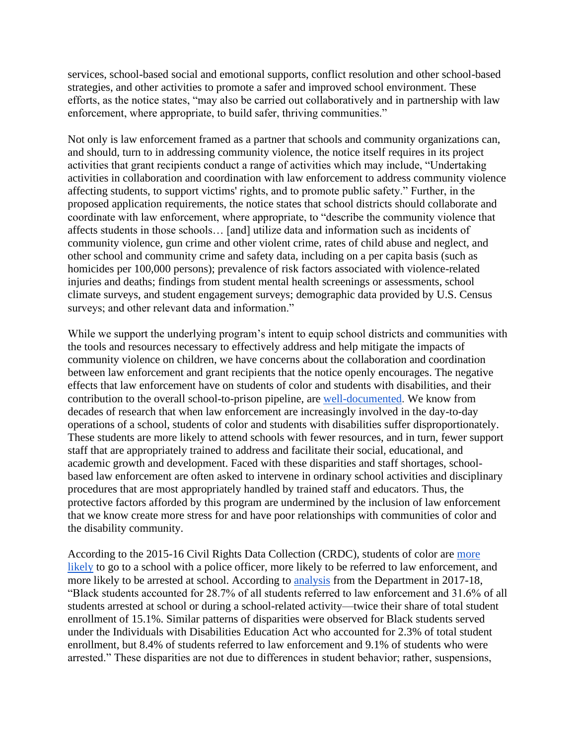services, school-based social and emotional supports, conflict resolution and other school-based strategies, and other activities to promote a safer and improved school environment. These efforts, as the notice states, "may also be carried out collaboratively and in partnership with law enforcement, where appropriate, to build safer, thriving communities."

Not only is law enforcement framed as a partner that schools and community organizations can, and should, turn to in addressing community violence, the notice itself requires in its project activities that grant recipients conduct a range of activities which may include, "Undertaking activities in collaboration and coordination with law enforcement to address community violence affecting students, to support victims' rights, and to promote public safety." Further, in the proposed application requirements, the notice states that school districts should collaborate and coordinate with law enforcement, where appropriate, to "describe the community violence that affects students in those schools… [and] utilize data and information such as incidents of community violence, gun crime and other violent crime, rates of child abuse and neglect, and other school and community crime and safety data, including on a per capita basis (such as homicides per 100,000 persons); prevalence of risk factors associated with violence-related injuries and deaths; findings from student mental health screenings or assessments, school climate surveys, and student engagement surveys; demographic data provided by U.S. Census surveys; and other relevant data and information."

While we support the underlying program's intent to equip school districts and communities with the tools and resources necessary to effectively address and help mitigate the impacts of community violence on children, we have concerns about the collaboration and coordination between law enforcement and grant recipients that the notice openly encourages. The negative effects that law enforcement have on students of color and students with disabilities, and their contribution to the overall school-to-prison pipeline, are [well-documented](). We know from decades of research that when law enforcement are increasingly involved in the day-to-day operations of a school, students of color and students with disabilities suffer disproportionately. These students are more likely to attend schools with fewer resources, and in turn, fewer support staff that are appropriately trained to address and facilitate their social, educational, and academic growth and development. Faced with these disparities and staff shortages, school-based law enforcement are often asked to intervene in ordinary school activities and disciplinary procedures that are most appropriately handled by trained staff and educators. Thus, the protective factors afforded by this program are undermined by the inclusion of law enforcement that we know create more stress for and have poor relationships with communities of color and the disability community.

According to the 2015-16 Civil Rights Data Collection (CRDC), students of color are [more likely]() to go to a school with a police officer, more likely to be referred to law enforcement, and more likely to be arrested at school. According to [analysis]() from the Department in 2017-18, "Black students accounted for 28.7% of all students referred to law enforcement and 31.6% of all students arrested at school or during a school-related activity—twice their share of total student enrollment of 15.1%. Similar patterns of disparities were observed for Black students served under the Individuals with Disabilities Education Act who accounted for 2.3% of total student enrollment, but 8.4% of students referred to law enforcement and 9.1% of students who were arrested." These disparities are not due to differences in student behavior; rather, suspensions,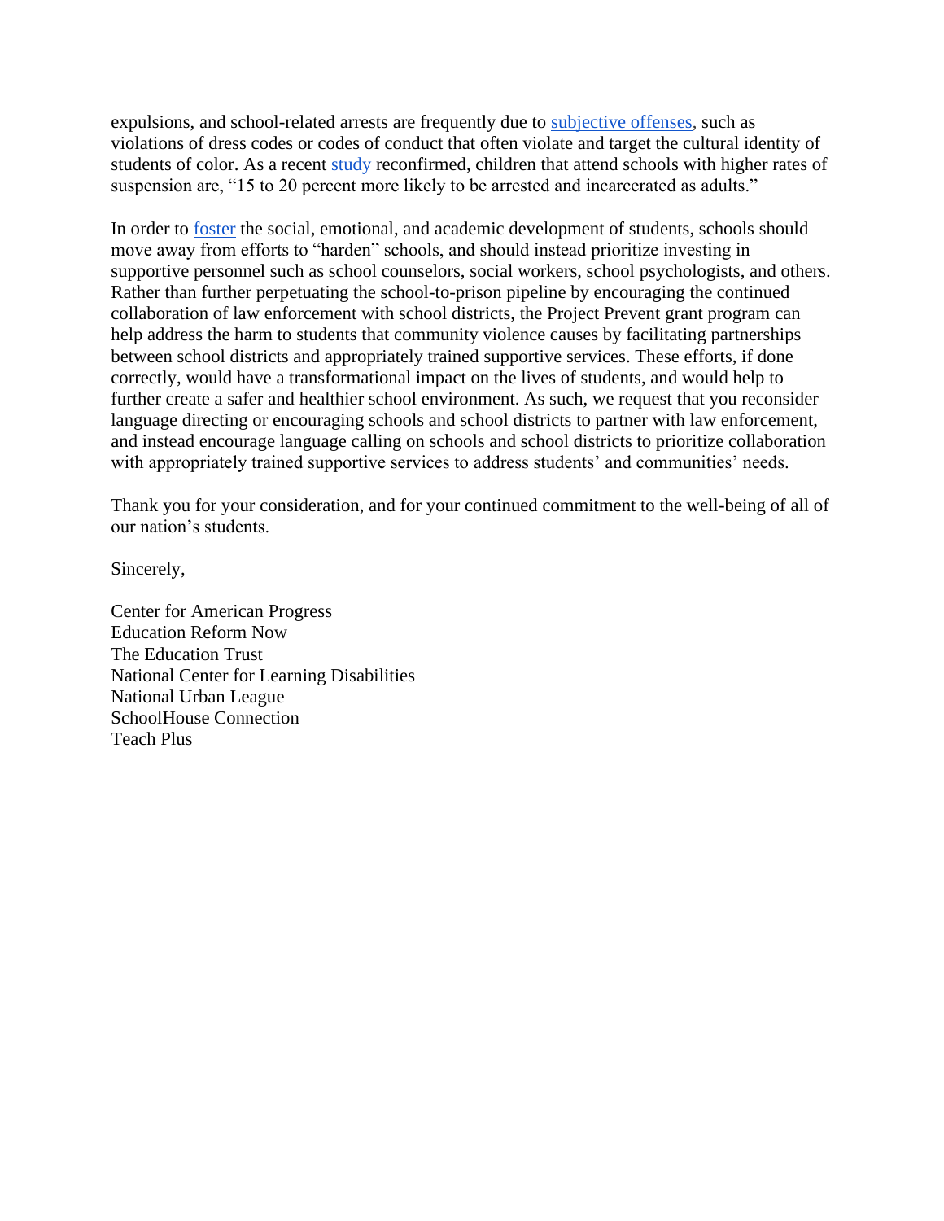expulsions, and school-related arrests are frequently due to subjective offenses, such as violations of dress codes or codes of conduct that often violate and target the cultural identity of students of color. As a recent study reconfirmed, children that attend schools with higher rates of suspension are, "15 to 20 percent more likely to be arrested and incarcerated as adults."

In order to foster the social, emotional, and academic development of students, schools should move away from efforts to "harden" schools, and should instead prioritize investing in supportive personnel such as school counselors, social workers, school psychologists, and others. Rather than further perpetuating the school-to-prison pipeline by encouraging the continued collaboration of law enforcement with school districts, the Project Prevent grant program can help address the harm to students that community violence causes by facilitating partnerships between school districts and appropriately trained supportive services. These efforts, if done correctly, would have a transformational impact on the lives of students, and would help to further create a safer and healthier school environment. As such, we request that you reconsider language directing or encouraging schools and school districts to partner with law enforcement, and instead encourage language calling on schools and school districts to prioritize collaboration with appropriately trained supportive services to address students' and communities' needs.

Thank you for your consideration, and for your continued commitment to the well-being of all of our nation's students.

Sincerely,

Center for American Progress
Education Reform Now
The Education Trust
National Center for Learning Disabilities
National Urban League
SchoolHouse Connection
Teach Plus